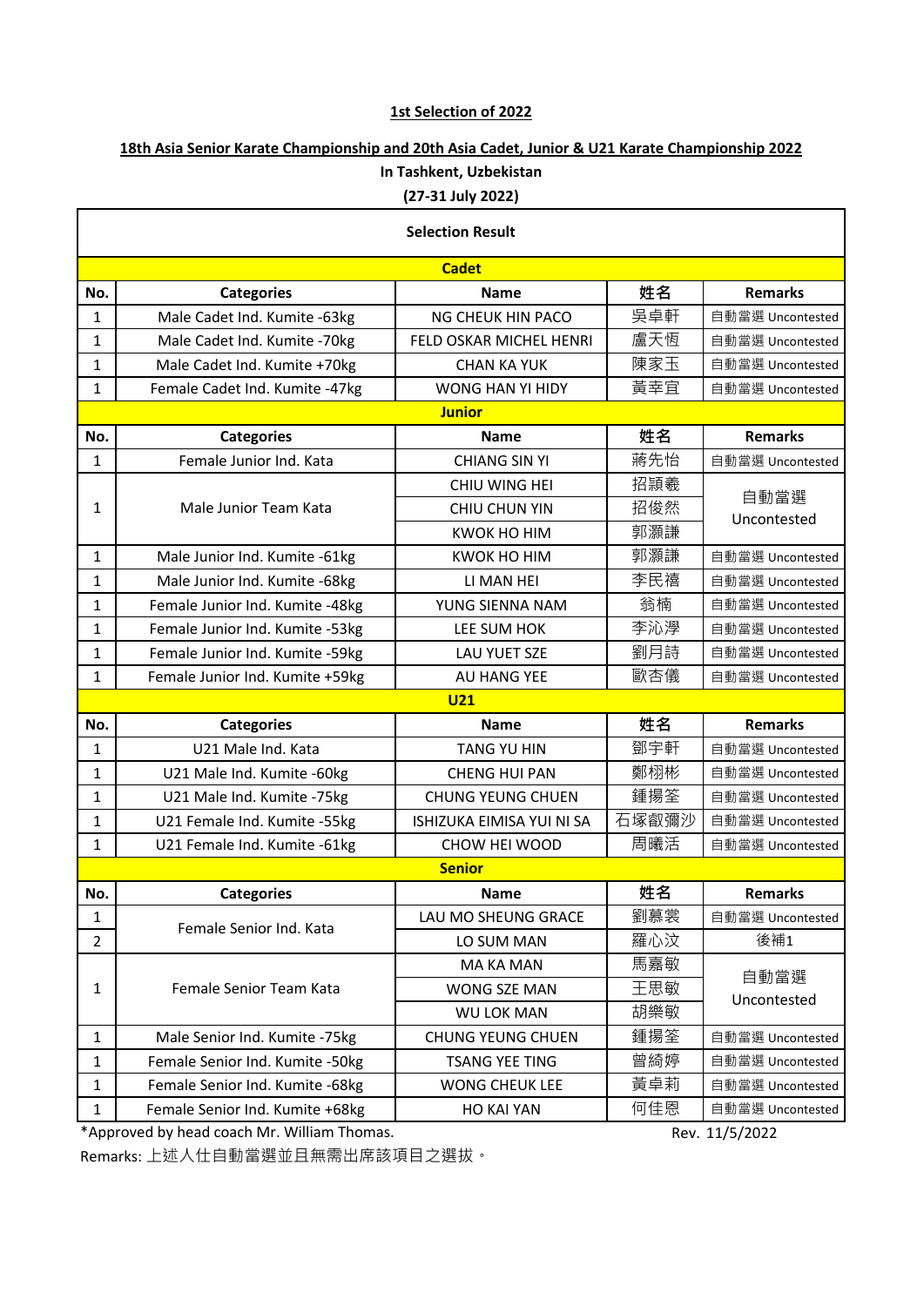**1st Selection of 2022**

**18th Asia Senior Karate Championship and 20th Asia Cadet, Junior & U21 Karate Championship 2022**

**In Tashkent, Uzbekistan**

**(27-31 July 2022)**

| **Selection Result** | | | | |
|---|---|---|---|---|
| **Cadet** | | | | |
| **No.** | **Categories** | **Name** | **姓名** | **Remarks** |
| 1 | Male Cadet Ind. Kumite -63kg | NG CHEUK HIN PACO | 吳卓軒 | 自動當選 Uncontested |
| 1 | Male Cadet Ind. Kumite -70kg | FELD OSKAR MICHEL HENRI | 盧天恆 | 自動當選 Uncontested |
| 1 | Male Cadet Ind. Kumite +70kg | CHAN KA YUK | 陳家玉 | 自動當選 Uncontested |
| 1 | Female Cadet Ind. Kumite -47kg | WONG HAN YI HIDY | 黃幸宜 | 自動當選 Uncontested |
| **Junior** | | | | |
| **No.** | **Categories** | **Name** | **姓名** | **Remarks** |
| 1 | Female Junior Ind. Kata | CHIANG SIN YI | 蔣先怡 | 自動當選 Uncontested |
| 1 | Male Junior Team Kata | CHIU WING HEI | 招潁羲 | 自動當選 Uncontested |
| | | CHIU CHUN YIN | 招俊然 | |
| | | KWOK HO HIM | 郭灝謙 | |
| 1 | Male Junior Ind. Kumite -61kg | KWOK HO HIM | 郭灝謙 | 自動當選 Uncontested |
| 1 | Male Junior Ind. Kumite -68kg | LI MAN HEI | 李民禧 | 自動當選 Uncontested |
| 1 | Female Junior Ind. Kumite -48kg | YUNG SIENNA NAM | 翁楠 | 自動當選 Uncontested |
| 1 | Female Junior Ind. Kumite -53kg | LEE SUM HOK | 李沁學 | 自動當選 Uncontested |
| 1 | Female Junior Ind. Kumite -59kg | LAU YUET SZE | 劉月詩 | 自動當選 Uncontested |
| 1 | Female Junior Ind. Kumite +59kg | AU HANG YEE | 歐杏儀 | 自動當選 Uncontested |
| **U21** | | | | |
| **No.** | **Categories** | **Name** | **姓名** | **Remarks** |
| 1 | U21 Male Ind. Kata | TANG YU HIN | 鄧宇軒 | 自動當選 Uncontested |
| 1 | U21 Male Ind. Kumite -60kg | CHENG HUI PAN | 鄭栩彬 | 自動當選 Uncontested |
| 1 | U21 Male Ind. Kumite -75kg | CHUNG YEUNG CHUEN | 鍾揚筌 | 自動當選 Uncontested |
| 1 | U21 Female Ind. Kumite -55kg | ISHIZUKA EIMISA YUI NI SA | 石塚叡彌沙 | 自動當選 Uncontested |
| 1 | U21 Female Ind. Kumite -61kg | CHOW HEI WOOD | 周曦活 | 自動當選 Uncontested |
| **Senior** | | | | |
| **No.** | **Categories** | **Name** | **姓名** | **Remarks** |
| 1 | Female Senior Ind. Kata | LAU MO SHEUNG GRACE | 劉慕裳 | 自動當選 Uncontested |
| 2 | | LO SUM MAN | 羅心汶 | 後補1 |
| 1 | Female Senior Team Kata | MA KA MAN | 馬嘉敏 | 自動當選 Uncontested |
| | | WONG SZE MAN | 王思敏 | |
| | | WU LOK MAN | 胡樂敏 | |
| 1 | Male Senior Ind. Kumite -75kg | CHUNG YEUNG CHUEN | 鍾揚筌 | 自動當選 Uncontested |
| 1 | Female Senior Ind. Kumite -50kg | TSANG YEE TING | 曾綺婷 | 自動當選 Uncontested |
| 1 | Female Senior Ind. Kumite -68kg | WONG CHEUK LEE | 黃卓莉 | 自動當選 Uncontested |
| 1 | Female Senior Ind. Kumite +68kg | HO KAI YAN | 何佳恩 | 自動當選 Uncontested |

*Approved by head coach Mr. William Thomas.

Rev. 11/5/2022

Remarks: 上述人仕自動當選並且無需出席該項目之選拔。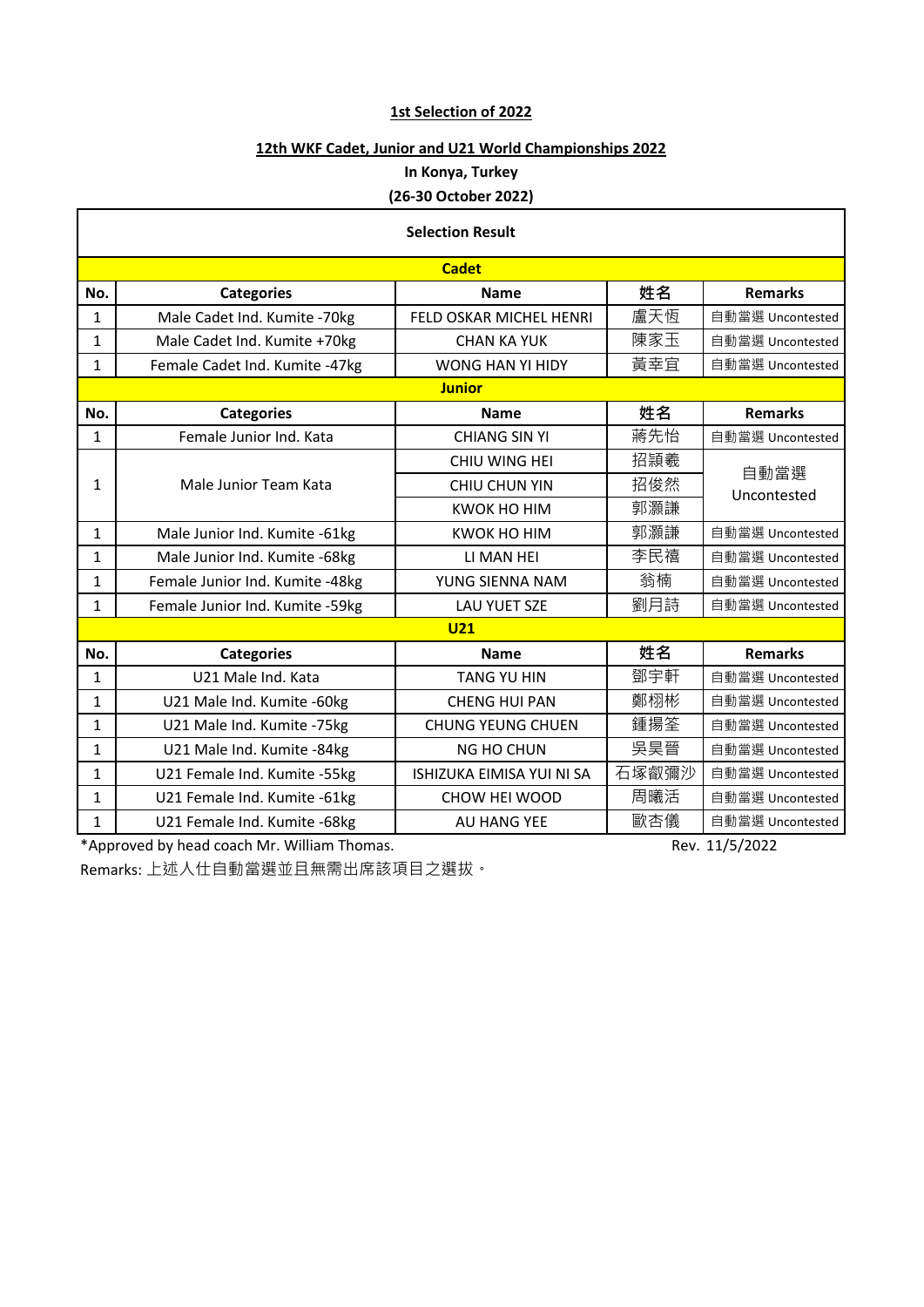**1st Selection of 2022**

**12th WKF Cadet, Junior and U21 World Championships 2022**

**In Konya, Turkey**

**(26-30 October 2022)**

**Selection Result**

| No. | Categories | Name | 姓名 | Remarks |
|---|---|---|---|---|
| **Cadet** | | | | |
| 1 | Male Cadet Ind. Kumite -70kg | FELD OSKAR MICHEL HENRI | 盧天恆 | 自動當選 Uncontested |
| 1 | Male Cadet Ind. Kumite +70kg | CHAN KA YUK | 陳家玉 | 自動當選 Uncontested |
| 1 | Female Cadet Ind. Kumite -47kg | WONG HAN YI HIDY | 黃幸宜 | 自動當選 Uncontested |
| **Junior** | | | | |
| **No.** | **Categories** | **Name** | **姓名** | **Remarks** |
| 1 | Female Junior Ind. Kata | CHIANG SIN YI | 蔣先怡 | 自動當選 Uncontested |
| 1 | Male Junior Team Kata | CHIU WING HEI | 招潁羲 | 自動當選 Uncontested |
| | | CHIU CHUN YIN | 招俊然 | |
| | | KWOK HO HIM | 郭灝謙 | |
| 1 | Male Junior Ind. Kumite -61kg | KWOK HO HIM | 郭灝謙 | 自動當選 Uncontested |
| 1 | Male Junior Ind. Kumite -68kg | LI MAN HEI | 李民禧 | 自動當選 Uncontested |
| 1 | Female Junior Ind. Kumite -48kg | YUNG SIENNA NAM | 翁楠 | 自動當選 Uncontested |
| 1 | Female Junior Ind. Kumite -59kg | LAU YUET SZE | 劉月詩 | 自動當選 Uncontested |
| **U21** | | | | |
| **No.** | **Categories** | **Name** | **姓名** | **Remarks** |
| 1 | U21 Male Ind. Kata | TANG YU HIN | 鄧宇軒 | 自動當選 Uncontested |
| 1 | U21 Male Ind. Kumite -60kg | CHENG HUI PAN | 鄭栩彬 | 自動當選 Uncontested |
| 1 | U21 Male Ind. Kumite -75kg | CHUNG YEUNG CHUEN | 鍾揚筌 | 自動當選 Uncontested |
| 1 | U21 Male Ind. Kumite -84kg | NG HO CHUN | 吳昊晉 | 自動當選 Uncontested |
| 1 | U21 Female Ind. Kumite -55kg | ISHIZUKA EIMISA YUI NI SA | 石塚叡彌沙 | 自動當選 Uncontested |
| 1 | U21 Female Ind. Kumite -61kg | CHOW HEI WOOD | 周曦活 | 自動當選 Uncontested |
| 1 | U21 Female Ind. Kumite -68kg | AU HANG YEE | 歐杏儀 | 自動當選 Uncontested |

*Approved by head coach Mr. William Thomas.

Rev. 11/5/2022

Remarks: 上述人仕自動當選並且無需出席該項目之選拔。